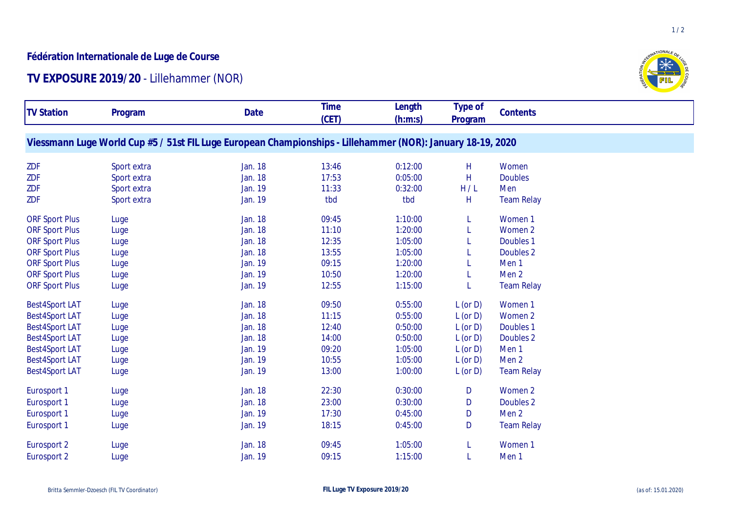## Fédération Internationale de Luge de Course

# TV EXPOSURE 2019/20 - Lillehammer (NOR)

| TV Station | Program | Date | Time (CET) | Length (h:m:s) | Type of Program | Contents |
|---|---|---|---|---|---|---|
| **Viessmann Luge World Cup #5 / 51st FIL Luge European Championships - Lillehammer (NOR): January 18-19, 2020** | | | | | | |
| ZDF | Sport extra | Jan. 18 | 13:46 | 0:12:00 | H | Women |
| ZDF | Sport extra | Jan. 18 | 17:53 | 0:05:00 | H | Doubles |
| ZDF | Sport extra | Jan. 19 | 11:33 | 0:32:00 | H / L | Men |
| ZDF | Sport extra | Jan. 19 | tbd | tbd | H | Team Relay |
| ORF Sport Plus | Luge | Jan. 18 | 09:45 | 1:10:00 | L | Women 1 |
| ORF Sport Plus | Luge | Jan. 18 | 11:10 | 1:20:00 | L | Women 2 |
| ORF Sport Plus | Luge | Jan. 18 | 12:35 | 1:05:00 | L | Doubles 1 |
| ORF Sport Plus | Luge | Jan. 18 | 13:55 | 1:05:00 | L | Doubles 2 |
| ORF Sport Plus | Luge | Jan. 19 | 09:15 | 1:20:00 | L | Men 1 |
| ORF Sport Plus | Luge | Jan. 19 | 10:50 | 1:20:00 | L | Men 2 |
| ORF Sport Plus | Luge | Jan. 19 | 12:55 | 1:15:00 | L | Team Relay |
| Best4Sport LAT | Luge | Jan. 18 | 09:50 | 0:55:00 | L (or D) | Women 1 |
| Best4Sport LAT | Luge | Jan. 18 | 11:15 | 0:55:00 | L (or D) | Women 2 |
| Best4Sport LAT | Luge | Jan. 18 | 12:40 | 0:50:00 | L (or D) | Doubles 1 |
| Best4Sport LAT | Luge | Jan. 18 | 14:00 | 0:50:00 | L (or D) | Doubles 2 |
| Best4Sport LAT | Luge | Jan. 19 | 09:20 | 1:05:00 | L (or D) | Men 1 |
| Best4Sport LAT | Luge | Jan. 19 | 10:55 | 1:05:00 | L (or D) | Men 2 |
| Best4Sport LAT | Luge | Jan. 19 | 13:00 | 1:00:00 | L (or D) | Team Relay |
| Eurosport 1 | Luge | Jan. 18 | 22:30 | 0:30:00 | D | Women 2 |
| Eurosport 1 | Luge | Jan. 18 | 23:00 | 0:30:00 | D | Doubles 2 |
| Eurosport 1 | Luge | Jan. 19 | 17:30 | 0:45:00 | D | Men 2 |
| Eurosport 1 | Luge | Jan. 19 | 18:15 | 0:45:00 | D | Team Relay |
| Eurosport 2 | Luge | Jan. 18 | 09:45 | 1:05:00 | L | Women 1 |
| Eurosport 2 | Luge | Jan. 19 | 09:15 | 1:15:00 | L | Men 1 |

Britta Semmler-Dzoesch (FIL TV Coordinator) | FIL Luge TV Exposure 2019/20 | (as of: 15.01.2020)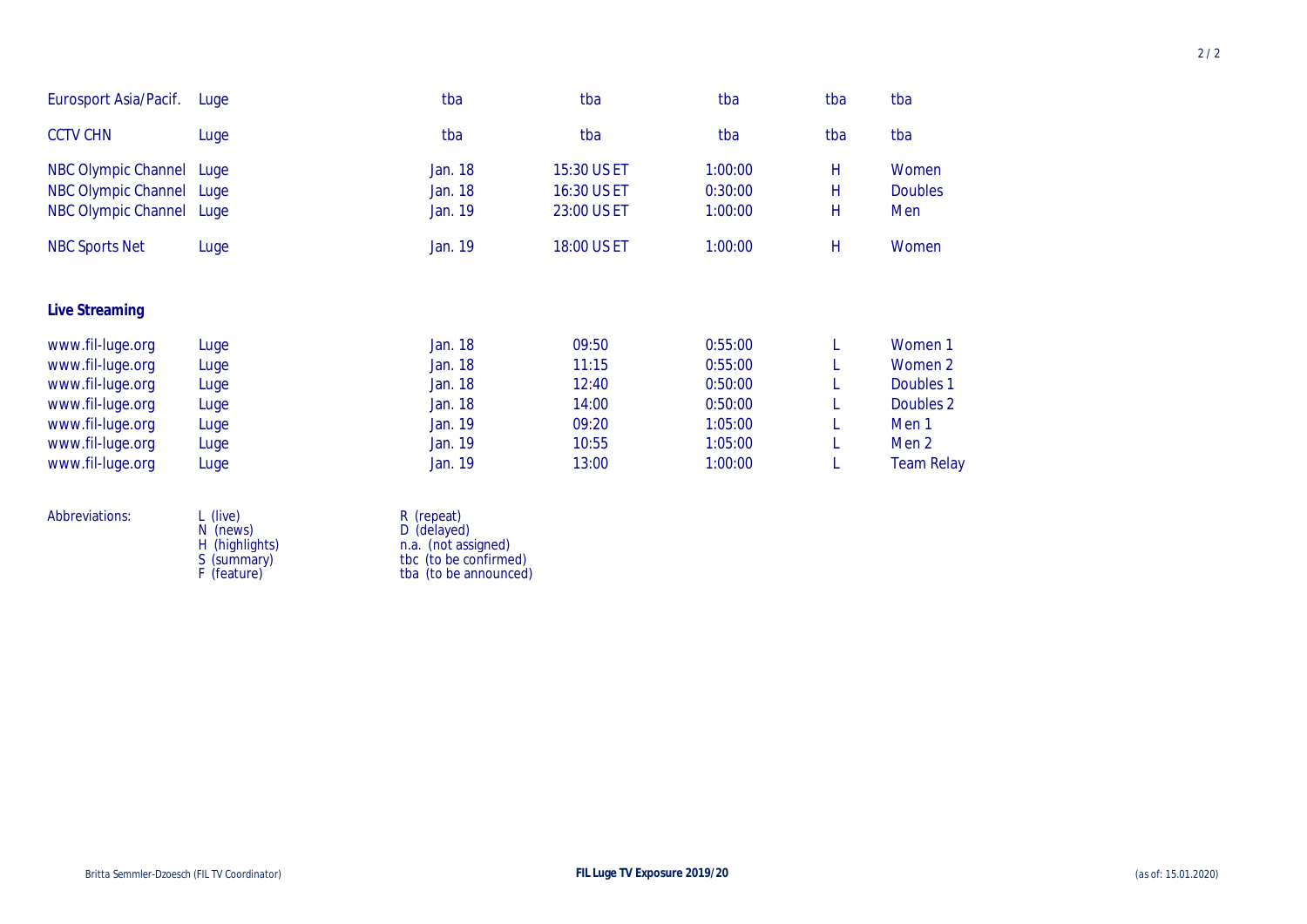| | | | | | | |
|---|---|---|---|---|---|---|
| Eurosport Asia/Pacif. | Luge | tba | tba | tba | tba | tba |
| CCTV CHN | Luge | tba | tba | tba | tba | tba |
| NBC Olympic Channel | Luge | Jan. 18 | 15:30 US ET | 1:00:00 | H | Women |
| NBC Olympic Channel | Luge | Jan. 18 | 16:30 US ET | 0:30:00 | H | Doubles |
| NBC Olympic Channel | Luge | Jan. 19 | 23:00 US ET | 1:00:00 | H | Men |
| NBC Sports Net | Luge | Jan. 19 | 18:00 US ET | 1:00:00 | H | Women |

**Live Streaming**

| | | | | | | |
|---|---|---|---|---|---|---|
| www.fil-luge.org | Luge | Jan. 18 | 09:50 | 0:55:00 | L | Women 1 |
| www.fil-luge.org | Luge | Jan. 18 | 11:15 | 0:55:00 | L | Women 2 |
| www.fil-luge.org | Luge | Jan. 18 | 12:40 | 0:50:00 | L | Doubles 1 |
| www.fil-luge.org | Luge | Jan. 18 | 14:00 | 0:50:00 | L | Doubles 2 |
| www.fil-luge.org | Luge | Jan. 19 | 09:20 | 1:05:00 | L | Men 1 |
| www.fil-luge.org | Luge | Jan. 19 | 10:55 | 1:05:00 | L | Men 2 |
| www.fil-luge.org | Luge | Jan. 19 | 13:00 | 1:00:00 | L | Team Relay |

Abbreviations:

- L (live)
- N (news)
- H (highlights)
- S (summary)
- F (feature)
- R (repeat)
- D (delayed)
- n.a. (not assigned)
- tbc (to be confirmed)
- tba (to be announced)

Britta Semmler-Dzoesch (FIL TV Coordinator) — **FIL Luge TV Exposure 2019/20** — (as of: 15.01.2020)